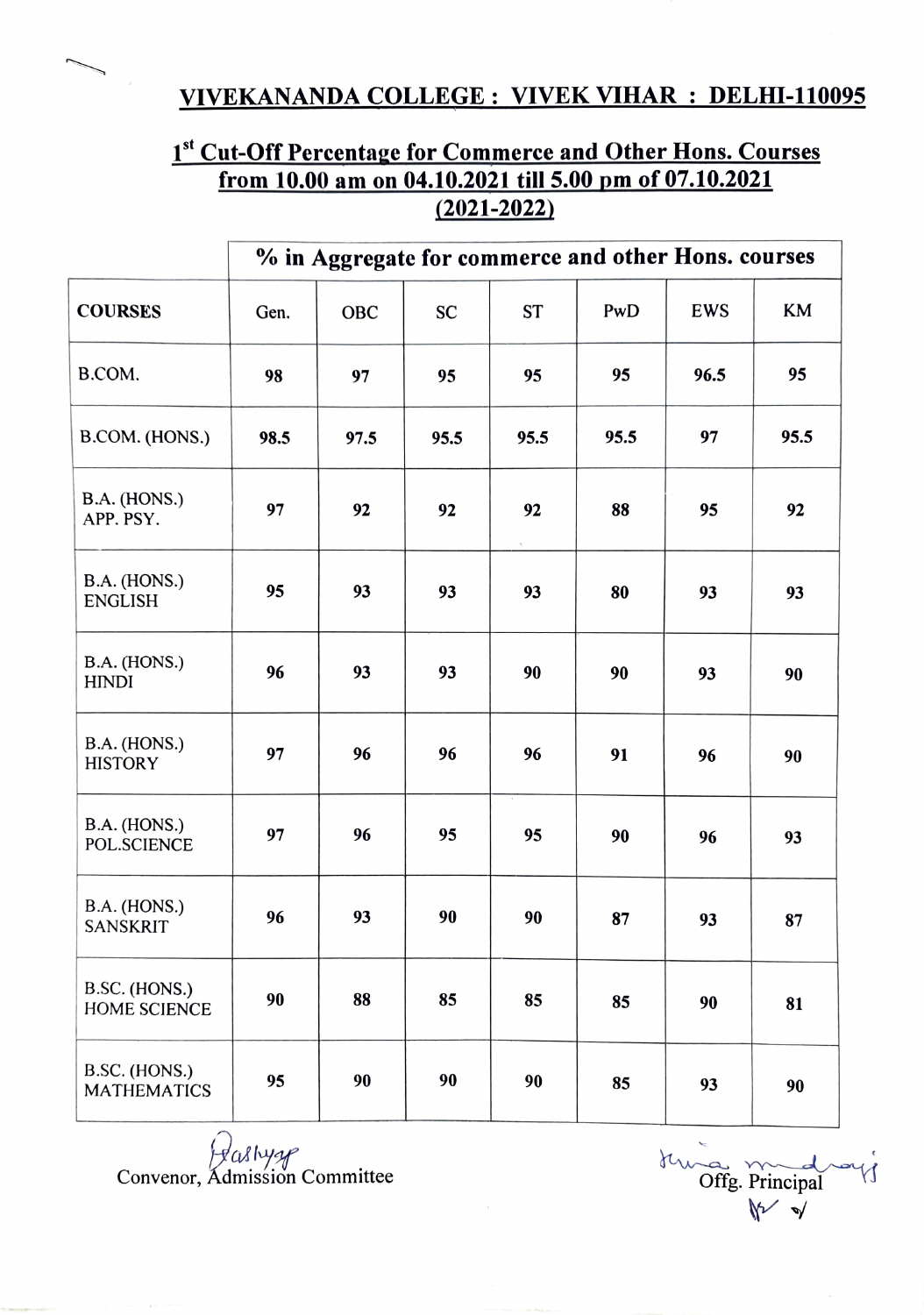## VIVEKANANDA COLLEGE : VIVEK VIHAR : DELHI-110095

### 1st Cut-Off Percentage for Commerce and Other Hons. Courses from 10.00 am on 04.10.2021 till 5.00 pm of 07.10.2021 (2021-2022)

| | % in Aggregate for commerce and other Hons. courses | | | | | | |
|---|---|---|---|---|---|---|---|
| **COURSES** | Gen. | OBC | SC | ST | PwD | EWS | KM |
| B.COM. | 98 | 97 | 95 | 95 | 95 | 96.5 | 95 |
| B.COM. (HONS.) | 98.5 | 97.5 | 95.5 | 95.5 | 95.5 | 97 | 95.5 |
| B.A. (HONS.) APP. PSY. | 97 | 92 | 92 | 92 | 88 | 95 | 92 |
| B.A. (HONS.) ENGLISH | 95 | 93 | 93 | 93 | 80 | 93 | 93 |
| B.A. (HONS.) HINDI | 96 | 93 | 93 | 90 | 90 | 93 | 90 |
| B.A. (HONS.) HISTORY | 97 | 96 | 96 | 96 | 91 | 96 | 90 |
| B.A. (HONS.) POL.SCIENCE | 97 | 96 | 95 | 95 | 90 | 96 | 93 |
| B.A. (HONS.) SANSKRIT | 96 | 93 | 90 | 90 | 87 | 93 | 87 |
| B.SC. (HONS.) HOME SCIENCE | 90 | 88 | 85 | 85 | 85 | 90 | 81 |
| B.SC. (HONS.) MATHEMATICS | 95 | 90 | 90 | 90 | 85 | 93 | 90 |

Convenor, Admission Committee

Offg. Principal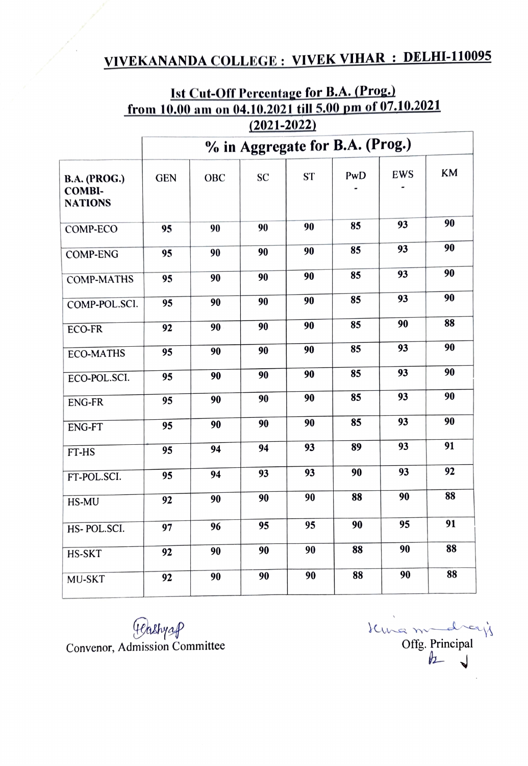## VIVEKANANDA COLLEGE : VIVEK VIHAR : DELHI-110095

### Ist Cut-Off Percentage for B.A. (Prog.) from 10.00 am on 04.10.2021 till 5.00 pm of 07.10.2021 (2021-2022)

| | % in Aggregate for B.A. (Prog.) | | | | | | |
|---|---|---|---|---|---|---|---|
| **B.A. (PROG.) COMBI-NATIONS** | GEN | OBC | SC | ST | PwD - | EWS - | KM |
| COMP-ECO | 95 | 90 | 90 | 90 | 85 | 93 | 90 |
| COMP-ENG | 95 | 90 | 90 | 90 | 85 | 93 | 90 |
| COMP-MATHS | 95 | 90 | 90 | 90 | 85 | 93 | 90 |
| COMP-POL.SCI. | 95 | 90 | 90 | 90 | 85 | 93 | 90 |
| ECO-FR | 92 | 90 | 90 | 90 | 85 | 90 | 88 |
| ECO-MATHS | 95 | 90 | 90 | 90 | 85 | 93 | 90 |
| ECO-POL.SCI. | 95 | 90 | 90 | 90 | 85 | 93 | 90 |
| ENG-FR | 95 | 90 | 90 | 90 | 85 | 93 | 90 |
| ENG-FT | 95 | 90 | 90 | 90 | 85 | 93 | 90 |
| FT-HS | 95 | 94 | 94 | 93 | 89 | 93 | 91 |
| FT-POL.SCI. | 95 | 94 | 93 | 93 | 90 | 93 | 92 |
| HS-MU | 92 | 90 | 90 | 90 | 88 | 90 | 88 |
| HS- POL.SCI. | 97 | 96 | 95 | 95 | 90 | 95 | 91 |
| HS-SKT | 92 | 90 | 90 | 90 | 88 | 90 | 88 |
| MU-SKT | 92 | 90 | 90 | 90 | 88 | 90 | 88 |

Kashyap
Convenor, Admission Committee

Hina Nandrajog
Offg. Principal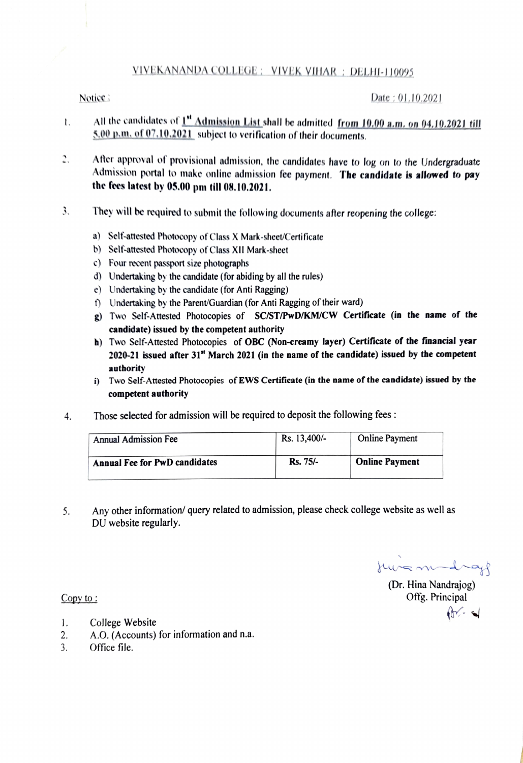# VIVEKANANDA COLLEGE : VIVEK VIHAR : DELHI-110095

Notice : Date : 01.10.2021

1. All the candidates of **1st Admission List** shall be admitted **from 10.00 a.m. on 04.10.2021 till 5.00 p.m. of 07.10.2021** subject to verification of their documents.

2. After approval of provisional admission, the candidates have to log on to the Undergraduate Admission portal to make online admission fee payment. **The candidate is allowed to pay the fees latest by 05.00 pm till 08.10.2021.**

3. They will be required to submit the following documents after reopening the college:

   a) Self-attested Photocopy of Class X Mark-sheet/Certificate
   b) Self-attested Photocopy of Class XII Mark-sheet
   c) Four recent passport size photographs
   d) Undertaking by the candidate (for abiding by all the rules)
   e) Undertaking by the candidate (for Anti Ragging)
   f) Undertaking by the Parent/Guardian (for Anti Ragging of their ward)
   g) Two Self-Attested Photocopies of **SC/ST/PwD/KM/CW Certificate (in the name of the candidate) issued by the competent authority**
   h) Two Self-Attested Photocopies of **OBC (Non-creamy layer) Certificate of the financial year 2020-21 issued after 31st March 2021 (in the name of the candidate) issued by the competent authority**
   i) Two Self-Attested Photocopies of **EWS Certificate (in the name of the candidate) issued by the competent authority**

4. Those selected for admission will be required to deposit the following fees :

| | | |
|---|---|---|
| Annual Admission Fee | Rs. 13,400/- | Online Payment |
| **Annual Fee for PwD candidates** | **Rs. 75/-** | **Online Payment** |

5. Any other information/ query related to admission, please check college website as well as DU website regularly.

(Dr. Hina Nandrajog)
Offg. Principal

Copy to :

1. College Website
2. A.O. (Accounts) for information and n.a.
3. Office file.